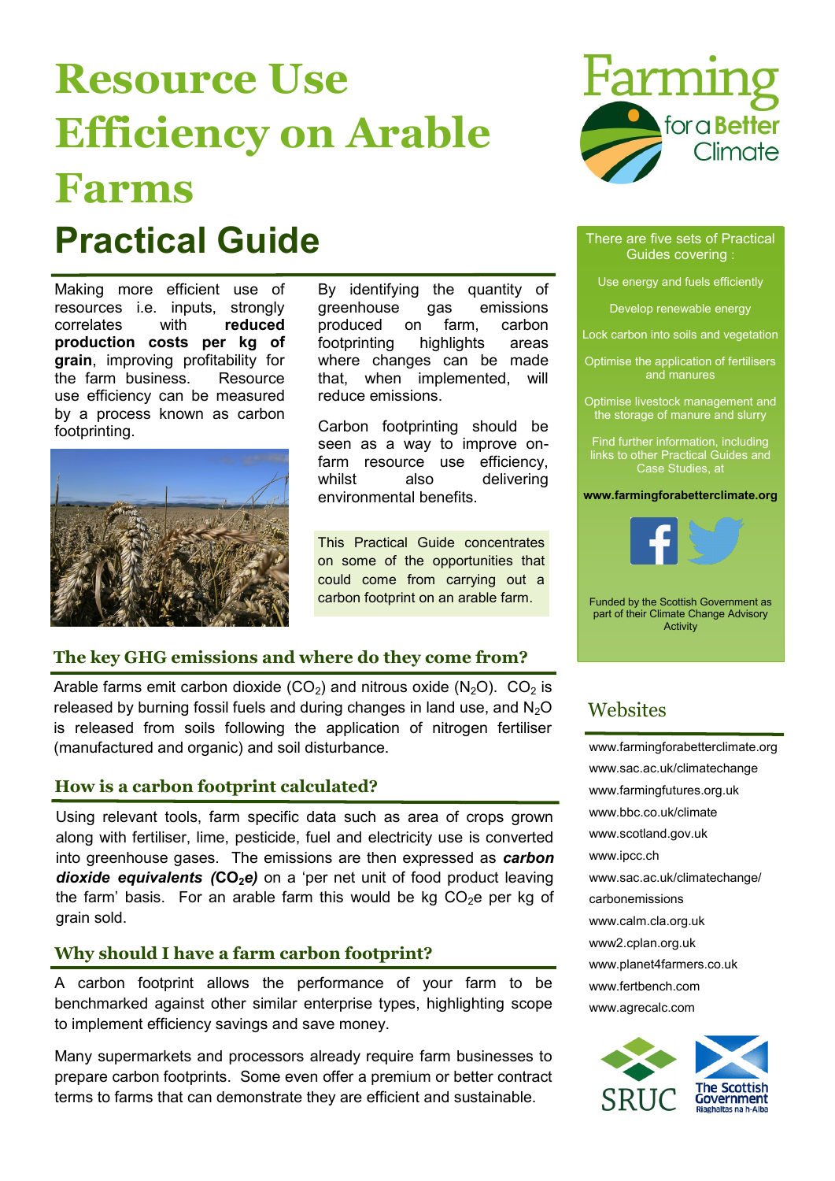# Resource Use Efficiency on Arable Farms

## Practical Guide

Making more efficient use of resources i.e. inputs, strongly correlates with **reduced production costs per kg of grain**, improving profitability for the farm business. Resource use efficiency can be measured by a process known as carbon footprinting.

By identifying the quantity of greenhouse gas emissions produced on farm, carbon footprinting highlights areas where changes can be made that, when implemented, will reduce emissions.

Carbon footprinting should be seen as a way to improve on-farm resource use efficiency, whilst also delivering environmental benefits.

This Practical Guide concentrates on some of the opportunities that could come from carrying out a carbon footprint on an arable farm.

### The key GHG emissions and where do they come from?

Arable farms emit carbon dioxide ($CO_2$) and nitrous oxide ($N_2O$). $CO_2$ is released by burning fossil fuels and during changes in land use, and $N_2O$ is released from soils following the application of nitrogen fertiliser (manufactured and organic) and soil disturbance.

### How is a carbon footprint calculated?

Using relevant tools, farm specific data such as area of crops grown along with fertiliser, lime, pesticide, fuel and electricity use is converted into greenhouse gases. The emissions are then expressed as ***carbon dioxide equivalents ($CO_2e$)*** on a 'per net unit of food product leaving the farm' basis. For an arable farm this would be kg $CO_2e$ per kg of grain sold.

### Why should I have a farm carbon footprint?

A carbon footprint allows the performance of your farm to be benchmarked against other similar enterprise types, highlighting scope to implement efficiency savings and save money.

Many supermarkets and processors already require farm businesses to prepare carbon footprints. Some even offer a premium or better contract terms to farms that can demonstrate they are efficient and sustainable.

Farming for a Better Climate

There are five sets of Practical Guides covering :

- Use energy and fuels efficiently
- Develop renewable energy
- Lock carbon into soils and vegetation
- Optimise the application of fertilisers and manures
- Optimise livestock management and the storage of manure and slurry

Find further information, including links to other Practical Guides and Case Studies, at

**www.farmingforabetterclimate.org**

Funded by the Scottish Government as part of their Climate Change Advisory Activity

### Websites

- www.farmingforabetterclimate.org
- www.sac.ac.uk/climatechange
- www.farmingfutures.org.uk
- www.bbc.co.uk/climate
- www.scotland.gov.uk
- www.ipcc.ch
- www.sac.ac.uk/climatechange/carbonemissions
- www.calm.cla.org.uk
- www2.cplan.org.uk
- www.planet4farmers.co.uk
- www.fertbench.com
- www.agrecalc.com

SRUC

The Scottish Government
Riaghaltas na h-Alba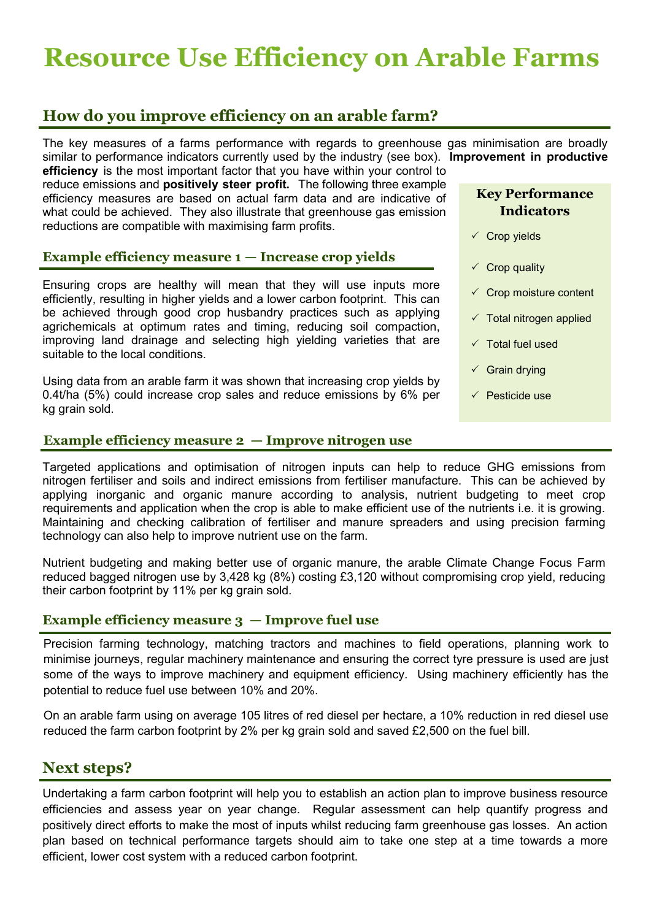# Resource Use Efficiency on Arable Farms

## How do you improve efficiency on an arable farm?

The key measures of a farms performance with regards to greenhouse gas minimisation are broadly similar to performance indicators currently used by the industry (see box). **Improvement in productive efficiency** is the most important factor that you have within your control to reduce emissions and **positively steer profit.** The following three example efficiency measures are based on actual farm data and are indicative of what could be achieved. They also illustrate that greenhouse gas emission reductions are compatible with maximising farm profits.

**Key Performance Indicators**

- ✓ Crop yields
- ✓ Crop quality
- ✓ Crop moisture content
- ✓ Total nitrogen applied
- ✓ Total fuel used
- ✓ Grain drying
- ✓ Pesticide use

### Example efficiency measure 1 — Increase crop yields

Ensuring crops are healthy will mean that they will use inputs more efficiently, resulting in higher yields and a lower carbon footprint. This can be achieved through good crop husbandry practices such as applying agrichemicals at optimum rates and timing, reducing soil compaction, improving land drainage and selecting high yielding varieties that are suitable to the local conditions.

Using data from an arable farm it was shown that increasing crop yields by 0.4t/ha (5%) could increase crop sales and reduce emissions by 6% per kg grain sold.

### Example efficiency measure 2 — Improve nitrogen use

Targeted applications and optimisation of nitrogen inputs can help to reduce GHG emissions from nitrogen fertiliser and soils and indirect emissions from fertiliser manufacture. This can be achieved by applying inorganic and organic manure according to analysis, nutrient budgeting to meet crop requirements and application when the crop is able to make efficient use of the nutrients i.e. it is growing. Maintaining and checking calibration of fertiliser and manure spreaders and using precision farming technology can also help to improve nutrient use on the farm.

Nutrient budgeting and making better use of organic manure, the arable Climate Change Focus Farm reduced bagged nitrogen use by 3,428 kg (8%) costing £3,120 without compromising crop yield, reducing their carbon footprint by 11% per kg grain sold.

### Example efficiency measure 3 — Improve fuel use

Precision farming technology, matching tractors and machines to field operations, planning work to minimise journeys, regular machinery maintenance and ensuring the correct tyre pressure is used are just some of the ways to improve machinery and equipment efficiency. Using machinery efficiently has the potential to reduce fuel use between 10% and 20%.

On an arable farm using on average 105 litres of red diesel per hectare, a 10% reduction in red diesel use reduced the farm carbon footprint by 2% per kg grain sold and saved £2,500 on the fuel bill.

## Next steps?

Undertaking a farm carbon footprint will help you to establish an action plan to improve business resource efficiencies and assess year on year change. Regular assessment can help quantify progress and positively direct efforts to make the most of inputs whilst reducing farm greenhouse gas losses. An action plan based on technical performance targets should aim to take one step at a time towards a more efficient, lower cost system with a reduced carbon footprint.